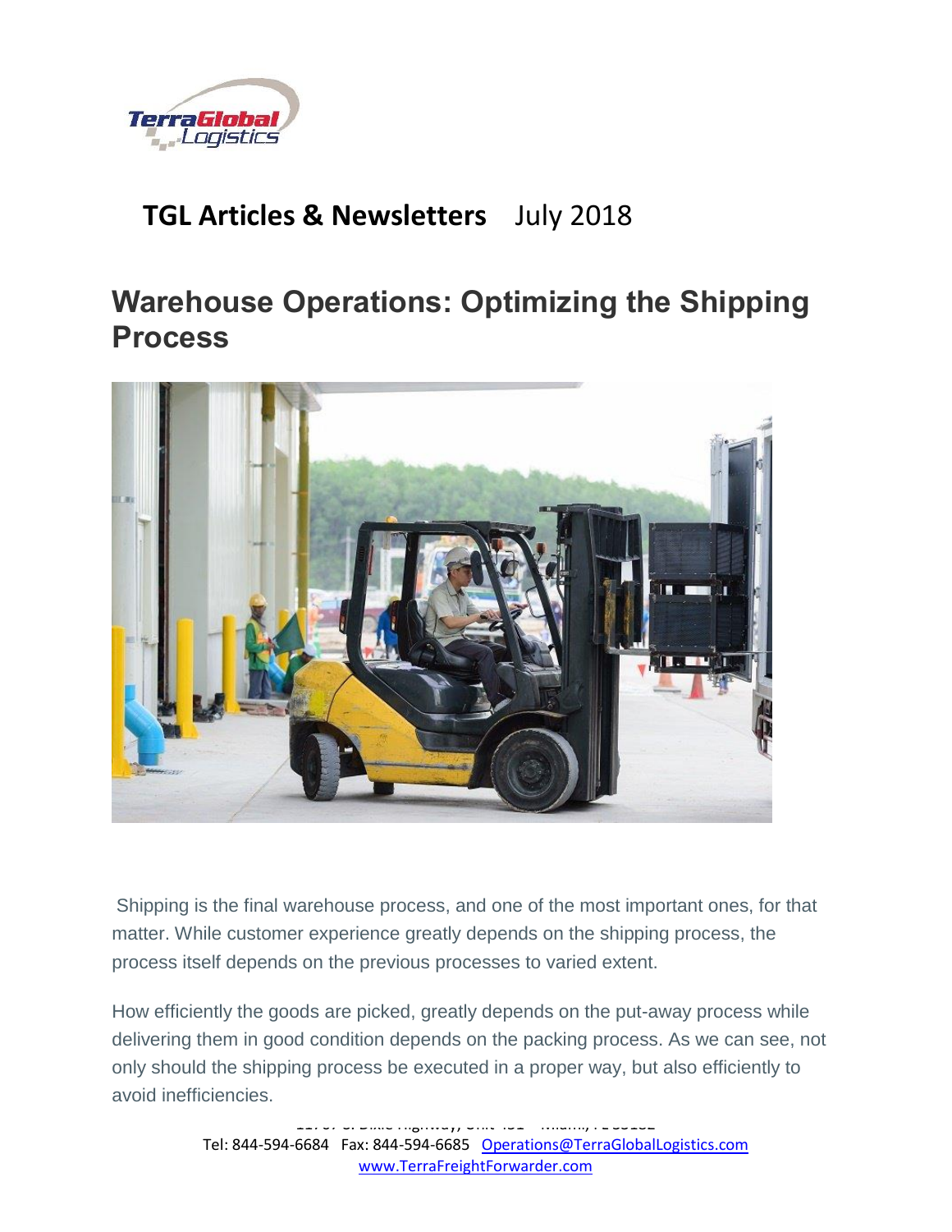# TGL Articles & Newsletters July 2018

## Warehouse Operations: Optimizing the Shipping Process

Shipping is the final warehouse process, and one of the most important ones, for that matter. While customer experience greatly depends on the shipping process, the process itself depends on the previous processes to varied extent.

How efficiently the goods are picked, greatly depends on the put-away process while delivering them in good condition depends on the packing process. As we can see, not only should the shipping process be executed in a proper way, but also efficiently to avoid inefficiencies.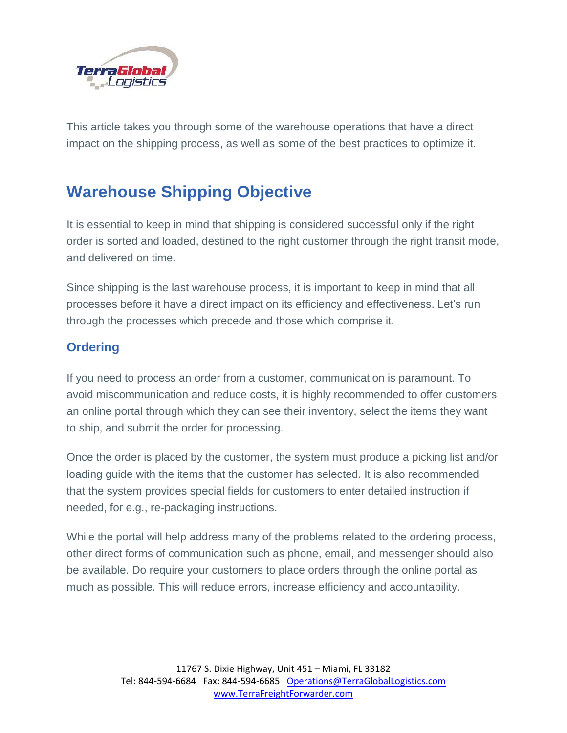This article takes you through some of the warehouse operations that have a direct impact on the shipping process, as well as some of the best practices to optimize it.

## Warehouse Shipping Objective

It is essential to keep in mind that shipping is considered successful only if the right order is sorted and loaded, destined to the right customer through the right transit mode, and delivered on time.

Since shipping is the last warehouse process, it is important to keep in mind that all processes before it have a direct impact on its efficiency and effectiveness. Let's run through the processes which precede and those which comprise it.

### Ordering

If you need to process an order from a customer, communication is paramount. To avoid miscommunication and reduce costs, it is highly recommended to offer customers an online portal through which they can see their inventory, select the items they want to ship, and submit the order for processing.

Once the order is placed by the customer, the system must produce a picking list and/or loading guide with the items that the customer has selected. It is also recommended that the system provides special fields for customers to enter detailed instruction if needed, for e.g., re-packaging instructions.

While the portal will help address many of the problems related to the ordering process, other direct forms of communication such as phone, email, and messenger should also be available. Do require your customers to place orders through the online portal as much as possible. This will reduce errors, increase efficiency and accountability.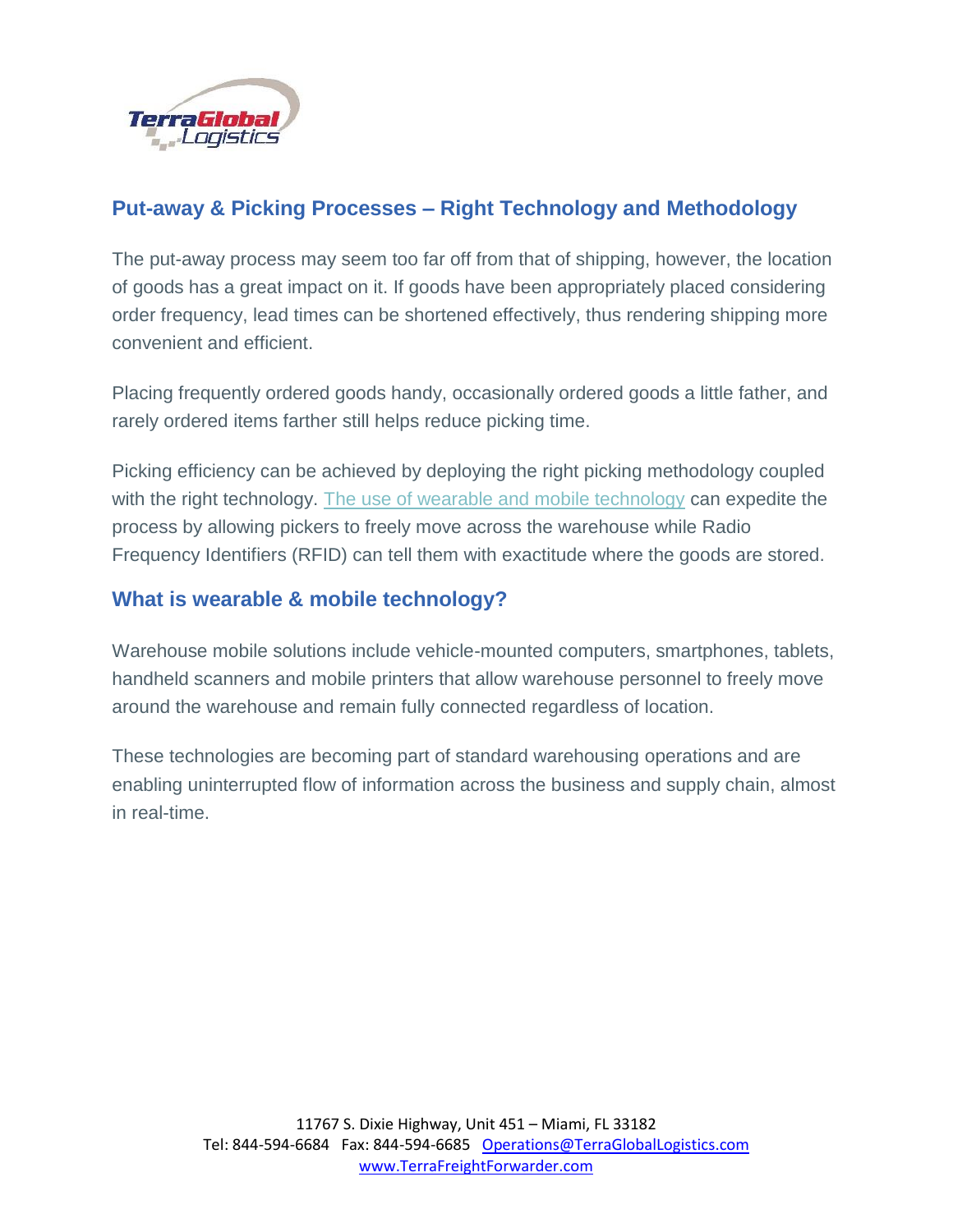## Put-away & Picking Processes – Right Technology and Methodology

The put-away process may seem too far off from that of shipping, however, the location of goods has a great impact on it. If goods have been appropriately placed considering order frequency, lead times can be shortened effectively, thus rendering shipping more convenient and efficient.

Placing frequently ordered goods handy, occasionally ordered goods a little father, and rarely ordered items farther still helps reduce picking time.

Picking efficiency can be achieved by deploying the right picking methodology coupled with the right technology. The use of wearable and mobile technology can expedite the process by allowing pickers to freely move across the warehouse while Radio Frequency Identifiers (RFID) can tell them with exactitude where the goods are stored.

## What is wearable & mobile technology?

Warehouse mobile solutions include vehicle-mounted computers, smartphones, tablets, handheld scanners and mobile printers that allow warehouse personnel to freely move around the warehouse and remain fully connected regardless of location.

These technologies are becoming part of standard warehousing operations and are enabling uninterrupted flow of information across the business and supply chain, almost in real-time.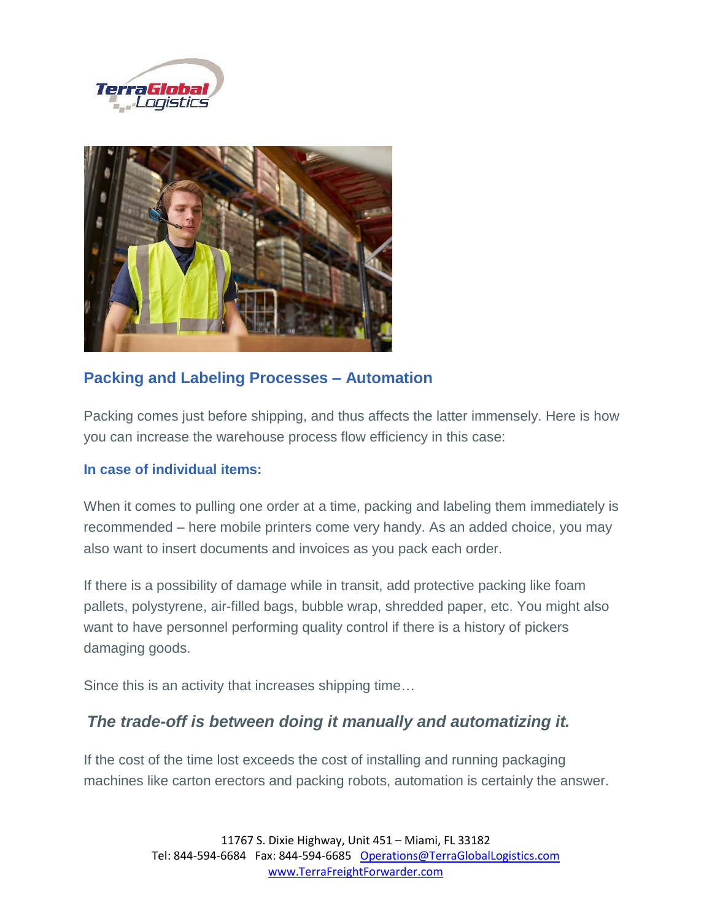## Packing and Labeling Processes – Automation

Packing comes just before shipping, and thus affects the latter immensely. Here is how you can increase the warehouse process flow efficiency in this case:

### In case of individual items:

When it comes to pulling one order at a time, packing and labeling them immediately is recommended – here mobile printers come very handy. As an added choice, you may also want to insert documents and invoices as you pack each order.

If there is a possibility of damage while in transit, add protective packing like foam pallets, polystyrene, air-filled bags, bubble wrap, shredded paper, etc. You might also want to have personnel performing quality control if there is a history of pickers damaging goods.

Since this is an activity that increases shipping time…

### *The trade-off is between doing it manually and automatizing it.*

If the cost of the time lost exceeds the cost of installing and running packaging machines like carton erectors and packing robots, automation is certainly the answer.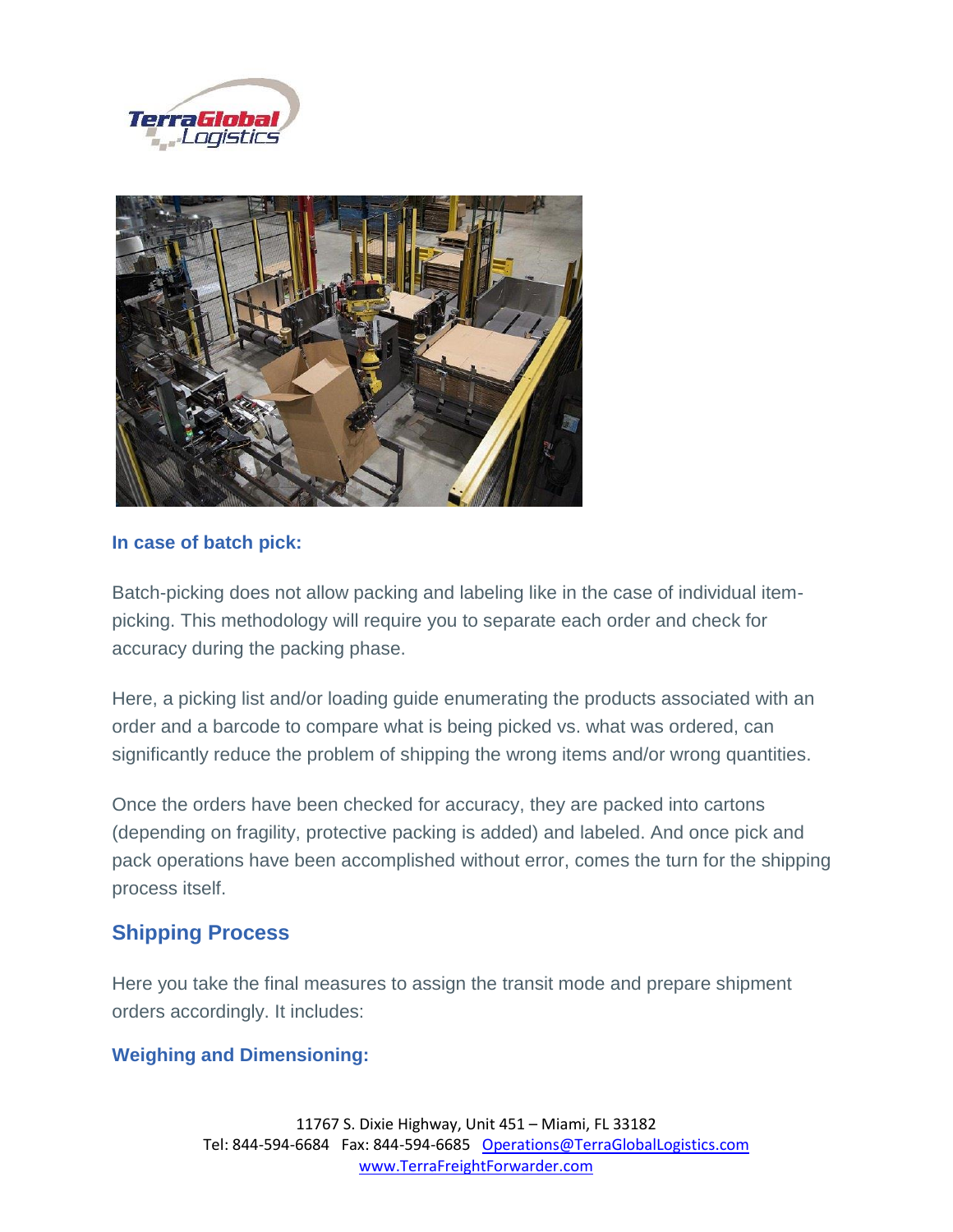### In case of batch pick:

Batch-picking does not allow packing and labeling like in the case of individual item-picking. This methodology will require you to separate each order and check for accuracy during the packing phase.

Here, a picking list and/or loading guide enumerating the products associated with an order and a barcode to compare what is being picked vs. what was ordered, can significantly reduce the problem of shipping the wrong items and/or wrong quantities.

Once the orders have been checked for accuracy, they are packed into cartons (depending on fragility, protective packing is added) and labeled. And once pick and pack operations have been accomplished without error, comes the turn for the shipping process itself.

## Shipping Process

Here you take the final measures to assign the transit mode and prepare shipment orders accordingly. It includes:

### Weighing and Dimensioning: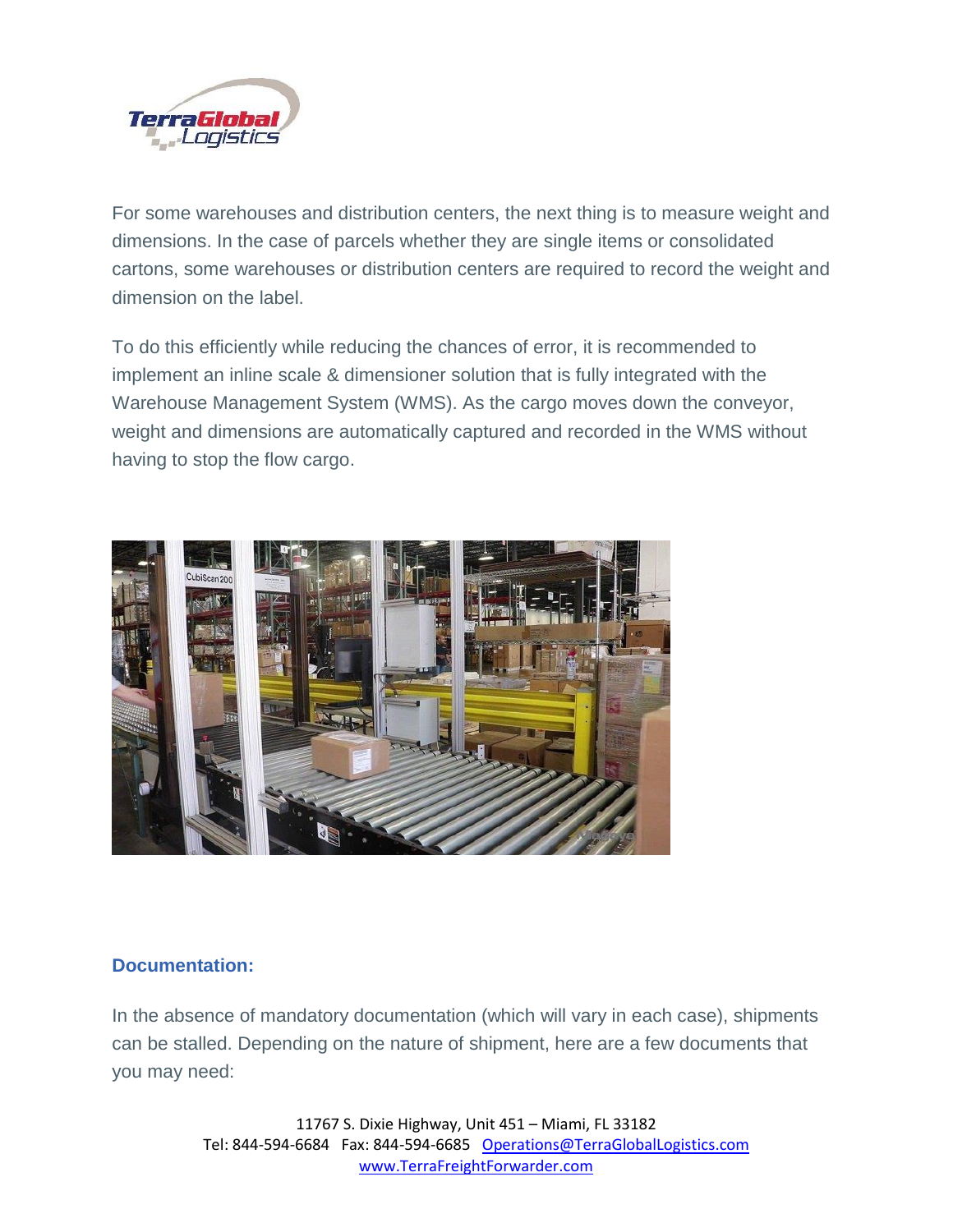For some warehouses and distribution centers, the next thing is to measure weight and dimensions. In the case of parcels whether they are single items or consolidated cartons, some warehouses or distribution centers are required to record the weight and dimension on the label.

To do this efficiently while reducing the chances of error, it is recommended to implement an inline scale & dimensioner solution that is fully integrated with the Warehouse Management System (WMS). As the cargo moves down the conveyor, weight and dimensions are automatically captured and recorded in the WMS without having to stop the flow cargo.

### Documentation:

In the absence of mandatory documentation (which will vary in each case), shipments can be stalled. Depending on the nature of shipment, here are a few documents that you may need: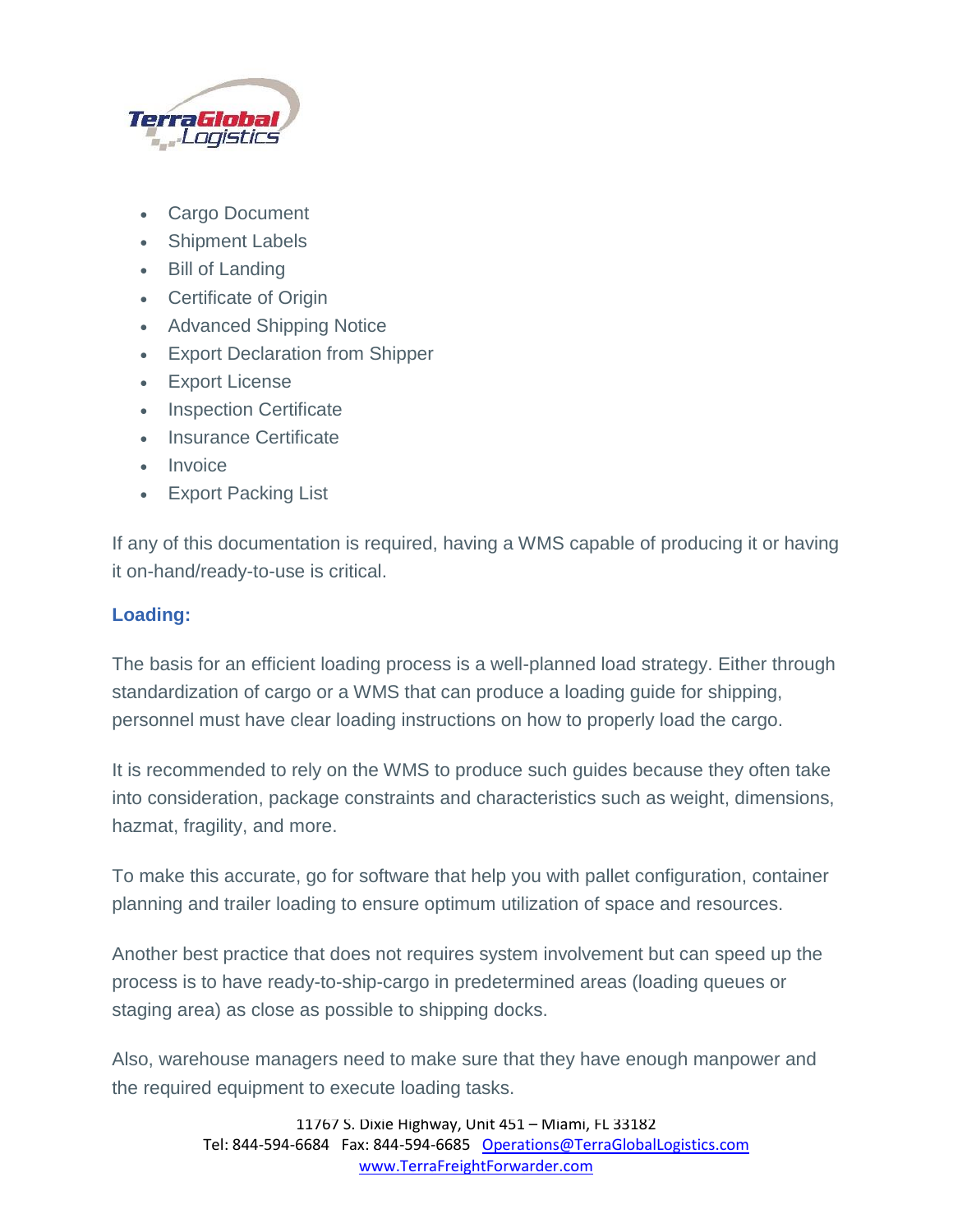- Cargo Document
- Shipment Labels
- Bill of Landing
- Certificate of Origin
- Advanced Shipping Notice
- Export Declaration from Shipper
- Export License
- Inspection Certificate
- Insurance Certificate
- Invoice
- Export Packing List

If any of this documentation is required, having a WMS capable of producing it or having it on-hand/ready-to-use is critical.

### Loading:

The basis for an efficient loading process is a well-planned load strategy. Either through standardization of cargo or a WMS that can produce a loading guide for shipping, personnel must have clear loading instructions on how to properly load the cargo.

It is recommended to rely on the WMS to produce such guides because they often take into consideration, package constraints and characteristics such as weight, dimensions, hazmat, fragility, and more.

To make this accurate, go for software that help you with pallet configuration, container planning and trailer loading to ensure optimum utilization of space and resources.

Another best practice that does not requires system involvement but can speed up the process is to have ready-to-ship-cargo in predetermined areas (loading queues or staging area) as close as possible to shipping docks.

Also, warehouse managers need to make sure that they have enough manpower and the required equipment to execute loading tasks.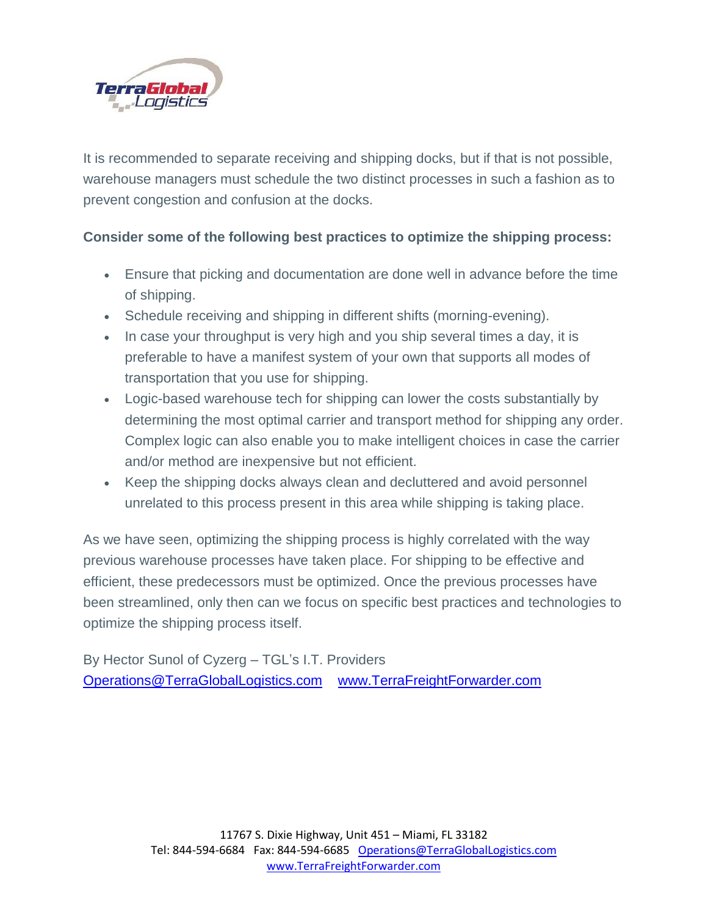It is recommended to separate receiving and shipping docks, but if that is not possible, warehouse managers must schedule the two distinct processes in such a fashion as to prevent congestion and confusion at the docks.

**Consider some of the following best practices to optimize the shipping process:**

- Ensure that picking and documentation are done well in advance before the time of shipping.
- Schedule receiving and shipping in different shifts (morning-evening).
- In case your throughput is very high and you ship several times a day, it is preferable to have a manifest system of your own that supports all modes of transportation that you use for shipping.
- Logic-based warehouse tech for shipping can lower the costs substantially by determining the most optimal carrier and transport method for shipping any order. Complex logic can also enable you to make intelligent choices in case the carrier and/or method are inexpensive but not efficient.
- Keep the shipping docks always clean and decluttered and avoid personnel unrelated to this process present in this area while shipping is taking place.

As we have seen, optimizing the shipping process is highly correlated with the way previous warehouse processes have taken place. For shipping to be effective and efficient, these predecessors must be optimized. Once the previous processes have been streamlined, only then can we focus on specific best practices and technologies to optimize the shipping process itself.

By Hector Sunol of Cyzerg – TGL's I.T. Providers
Operations@TerraGlobalLogistics.com    www.TerraFreightForwarder.com